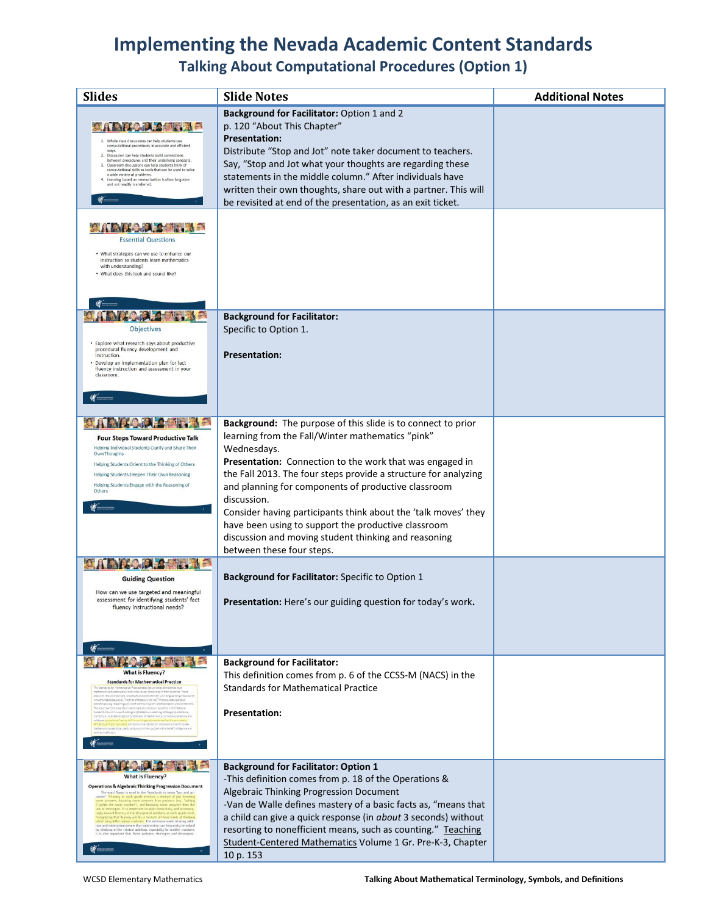# Implementing the Nevada Academic Content Standards

## Talking About Computational Procedures (Option 1)

| Slides | Slide Notes | Additional Notes |
|---|---|---|
| 1. Whole class discussions can help students use computational procedures in accurate and efficient ways. 2. Discussion can help students build connections between procedures and their underlying concepts. 3. Classroom discussions can help students think of computational skills as tools that can be used to solve a wide variety of problems. 4. Learning based on memorization is often forgotten and not readily transferred. | **Background for Facilitator:** Option 1 and 2<br>p. 120 "About This Chapter"<br>**Presentation:**<br>Distribute "Stop and Jot" note taker document to teachers. Say, "Stop and Jot what your thoughts are regarding these statements in the middle column." After individuals have written their own thoughts, share out with a partner. This will be revisited at end of the presentation, as an exit ticket. | |
| Essential Questions<br>• What strategies can we use to enhance our instruction so students learn mathematics with understanding?<br>• What does this look and sound like? | | |
| Objectives<br>• Explore what research says about productive procedural fluency development and instruction.<br>• Develop an implementation plan for fact fluency instruction and assessment in your classroom. | **Background for Facilitator:**<br>Specific to Option 1.<br><br>**Presentation:** | |
| Four Steps Toward Productive Talk<br>Helping Individual Students Clarify and Share Their Own Thoughts<br>Helping Students Orient to the Thinking of Others<br>Helping Students Deepen Their Own Reasoning<br>Helping Students Engage with the Reasoning of Others | **Background:** The purpose of this slide is to connect to prior learning from the Fall/Winter mathematics "pink" Wednesdays.<br>**Presentation:** Connection to the work that was engaged in the Fall 2013. The four steps provide a structure for analyzing and planning for components of productive classroom discussion.<br>Consider having participants think about the 'talk moves' they have been using to support the productive classroom discussion and moving student thinking and reasoning between these four steps. | |
| Guiding Question<br>How can we use targeted and meaningful assessment for identifying students' fact fluency instructional needs? | **Background for Facilitator:** Specific to Option 1<br><br>**Presentation:** Here's our guiding question for today's work. | |
| What is Fluency?<br>Standards for Mathematical Practice | **Background for Facilitator:**<br>This definition comes from p. 6 of the CCSS-M (NACS) in the Standards for Mathematical Practice<br><br>**Presentation:** | |
| What is Fluency?<br>Operations & Algebraic Thinking Progression Document | **Background for Facilitator: Option 1**<br>-This definition comes from p. 18 of the Operations & Algebraic Thinking Progression Document<br>-Van de Walle defines mastery of a basic facts as, "means that a child can give a quick response (in *about* 3 seconds) without resorting to nonefficient means, such as counting." Teaching Student-Centered Mathematics Volume 1 Gr. Pre-K-3, Chapter 10 p. 153 | |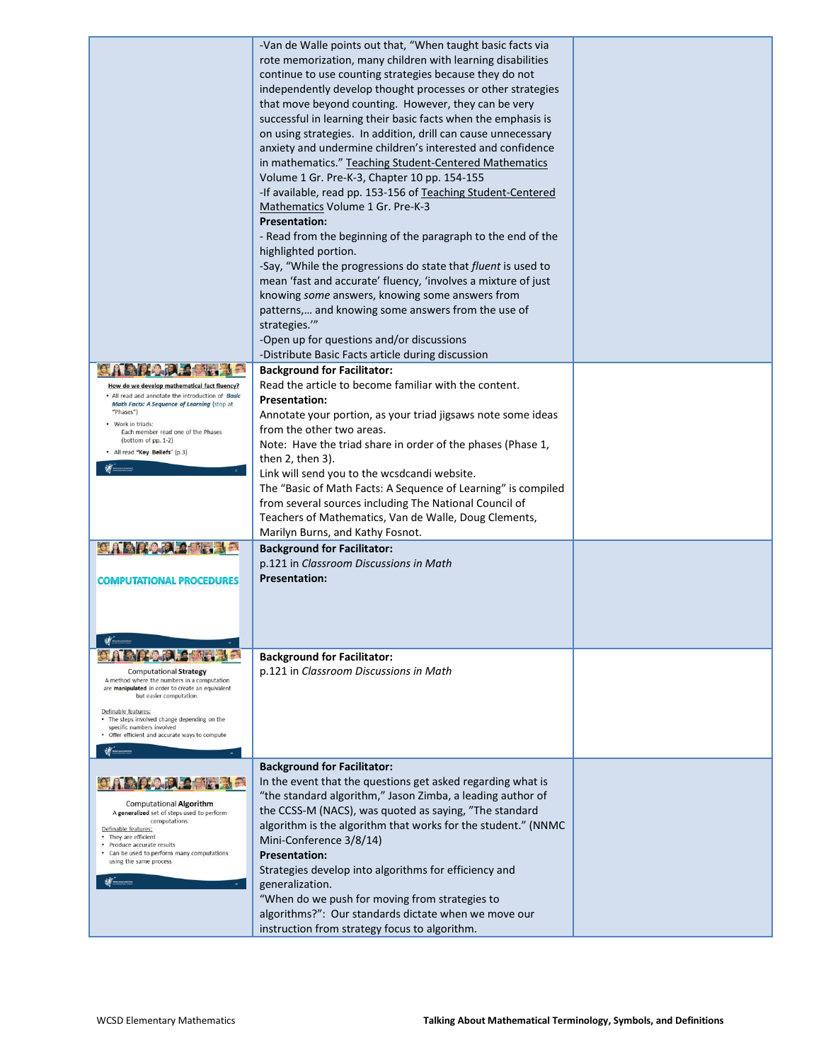| | | |
|---|---|---|
| | -Van de Walle points out that, "When taught basic facts via rote memorization, many children with learning disabilities continue to use counting strategies because they do not independently develop thought processes or other strategies that move beyond counting. However, they can be very successful in learning their basic facts when the emphasis is on using strategies. In addition, drill can cause unnecessary anxiety and undermine children's interested and confidence in mathematics." Teaching Student-Centered Mathematics Volume 1 Gr. Pre-K-3, Chapter 10 pp. 154-155<br>-If available, read pp. 153-156 of Teaching Student-Centered Mathematics Volume 1 Gr. Pre-K-3<br>**Presentation:**<br>- Read from the beginning of the paragraph to the end of the highlighted portion.<br>-Say, "While the progressions do state that *fluent* is used to mean 'fast and accurate' fluency, 'involves a mixture of just knowing *some* answers, knowing some answers from patterns,… and knowing some answers from the use of strategies.'"<br>-Open up for questions and/or discussions<br>-Distribute Basic Facts article during discussion | |
| How do we develop mathematical fact fluency?<br>• All read and annotate the introduction of *Basic Math Facts: A Sequence of Learning* (stop at "Phases")<br>• Work in triads: Each member read one of the Phases (bottom of pp. 1-2)<br>• All read "**Key Beliefs**" (p.3) | **Background for Facilitator:**<br>Read the article to become familiar with the content.<br>**Presentation:**<br>Annotate your portion, as your triad jigsaws note some ideas from the other two areas.<br>Note: Have the triad share in order of the phases (Phase 1, then 2, then 3).<br>Link will send you to the wcsdcandi website.<br>The "Basic of Math Facts: A Sequence of Learning" is compiled from several sources including The National Council of Teachers of Mathematics, Van de Walle, Doug Clements, Marilyn Burns, and Kathy Fosnot. | |
| COMPUTATIONAL PROCEDURES | **Background for Facilitator:**<br>p.121 in *Classroom Discussions in Math*<br>**Presentation:** | |
| Computational **Strategy**<br>A method where the numbers in a computation are **manipulated** in order to create an equivalent but easier computation.<br>Definable features:<br>• The steps involved change depending on the specific numbers involved<br>• Offer efficient and accurate ways to compute | **Background for Facilitator:**<br>p.121 in *Classroom Discussions in Math* | |
| Computational **Algorithm**<br>A **generalized** set of steps used to perform computations.<br>Definable features:<br>• They are efficient<br>• Produce accurate results<br>• Can be used to perform many computations using the same process | **Background for Facilitator:**<br>In the event that the questions get asked regarding what is "the standard algorithm," Jason Zimba, a leading author of the CCSS-M (NACS), was quoted as saying, "The standard algorithm is the algorithm that works for the student." (NNMC Mini-Conference 3/8/14)<br>**Presentation:**<br>Strategies develop into algorithms for efficiency and generalization.<br>"When do we push for moving from strategies to algorithms?": Our standards dictate when we move our instruction from strategy focus to algorithm. | |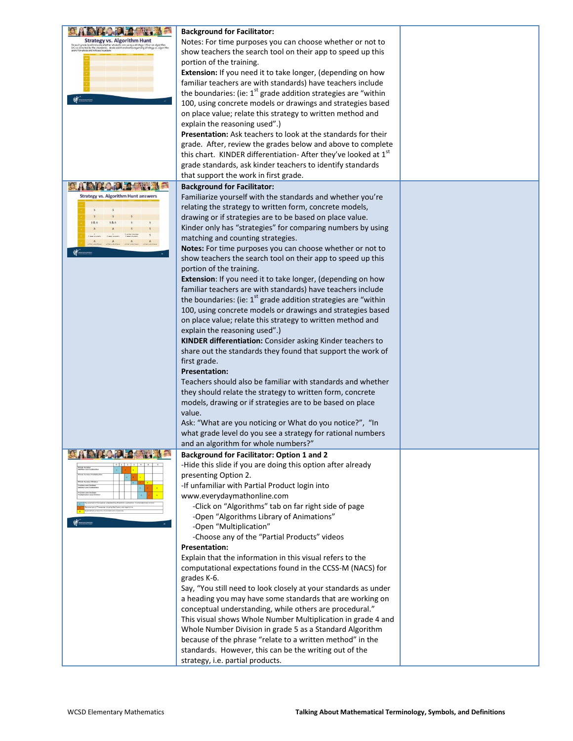| | | |
|---|---|---|
| | **Background for Facilitator:**<br>Notes: For time purposes you can choose whether or not to show teachers the search tool on their app to speed up this portion of the training.<br>**Extension:** If you need it to take longer, (depending on how familiar teachers are with standards) have teachers include the boundaries: (ie: 1st grade addition strategies are "within 100, using concrete models or drawings and strategies based on place value; relate this strategy to written method and explain the reasoning used".)<br>**Presentation:** Ask teachers to look at the standards for their grade. After, review the grades below and above to complete this chart. KINDER differentiation- After they've looked at 1st grade standards, ask kinder teachers to identify standards that support the work in first grade. | |
| | **Background for Facilitator:**<br>Familiarize yourself with the standards and whether you're relating the strategy to written form, concrete models, drawing or if strategies are to be based on place value. Kinder only has "strategies" for comparing numbers by using matching and counting strategies.<br>**Notes:** For time purposes you can choose whether or not to show teachers the search tool on their app to speed up this portion of the training.<br>**Extension**: If you need it to take longer, (depending on how familiar teachers are with standards) have teachers include the boundaries: (ie: 1st grade addition strategies are "within 100, using concrete models or drawings and strategies based on place value; relate this strategy to written method and explain the reasoning used".)<br>**KINDER differentiation:** Consider asking Kinder teachers to share out the standards they found that support the work of first grade.<br>**Presentation:**<br>Teachers should also be familiar with standards and whether they should relate the strategy to written form, concrete models, drawing or if strategies are to be based on place value.<br>Ask: "What are you noticing or What do you notice?", "In what grade level do you see a strategy for rational numbers and an algorithm for whole numbers?" | |
| | **Background for Facilitator: Option 1 and 2**<br>-Hide this slide if you are doing this option after already presenting Option 2.<br>-If unfamiliar with Partial Product login into www.everydaymathonline.com<br>-Click on "Algorithms" tab on far right side of page<br>-Open "Algorithms Library of Animations"<br>-Open "Multiplication"<br>-Choose any of the "Partial Products" videos<br>**Presentation:**<br>Explain that the information in this visual refers to the computational expectations found in the CCSS-M (NACS) for grades K-6.<br>Say, "You still need to look closely at your standards as under a heading you may have some standards that are working on conceptual understanding, while others are procedural."<br>This visual shows Whole Number Multiplication in grade 4 and Whole Number Division in grade 5 as a Standard Algorithm because of the phrase "relate to a written method" in the standards. However, this can be the writing out of the strategy, i.e. partial products. | |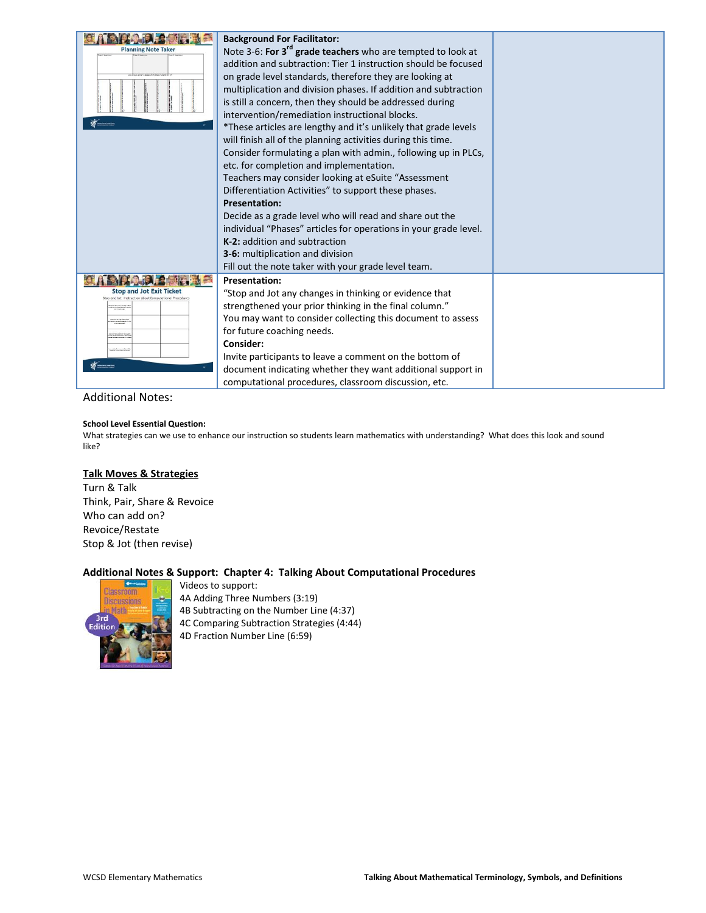| | | |
|---|---|---|
| Planning Note Taker | **Background For Facilitator:**<br>Note 3-6: **For 3rd grade teachers** who are tempted to look at addition and subtraction: Tier 1 instruction should be focused on grade level standards, therefore they are looking at multiplication and division phases. If addition and subtraction is still a concern, then they should be addressed during intervention/remediation instructional blocks.<br>*These articles are lengthy and it's unlikely that grade levels will finish all of the planning activities during this time. Consider formulating a plan with admin., following up in PLCs, etc. for completion and implementation.<br>Teachers may consider looking at eSuite "Assessment Differentiation Activities" to support these phases.<br>**Presentation:**<br>Decide as a grade level who will read and share out the individual "Phases" articles for operations in your grade level.<br>**K-2:** addition and subtraction<br>**3-6:** multiplication and division<br>Fill out the note taker with your grade level team. | |
| Stop and Jot Exit Ticket | **Presentation:**<br>"Stop and Jot any changes in thinking or evidence that strengthened your prior thinking in the final column."<br>You may want to consider collecting this document to assess for future coaching needs.<br>**Consider:**<br>Invite participants to leave a comment on the bottom of document indicating whether they want additional support in computational procedures, classroom discussion, etc. | |

Additional Notes:

**School Level Essential Question:**
What strategies can we use to enhance our instruction so students learn mathematics with understanding? What does this look and sound like?

**Talk Moves & Strategies**

Turn & Talk
Think, Pair, Share & Revoice
Who can add on?
Revoice/Restate
Stop & Jot (then revise)

**Additional Notes & Support: Chapter 4: Talking About Computational Procedures**

Videos to support:
4A Adding Three Numbers (3:19)
4B Subtracting on the Number Line (4:37)
4C Comparing Subtraction Strategies (4:44)
4D Fraction Number Line (6:59)